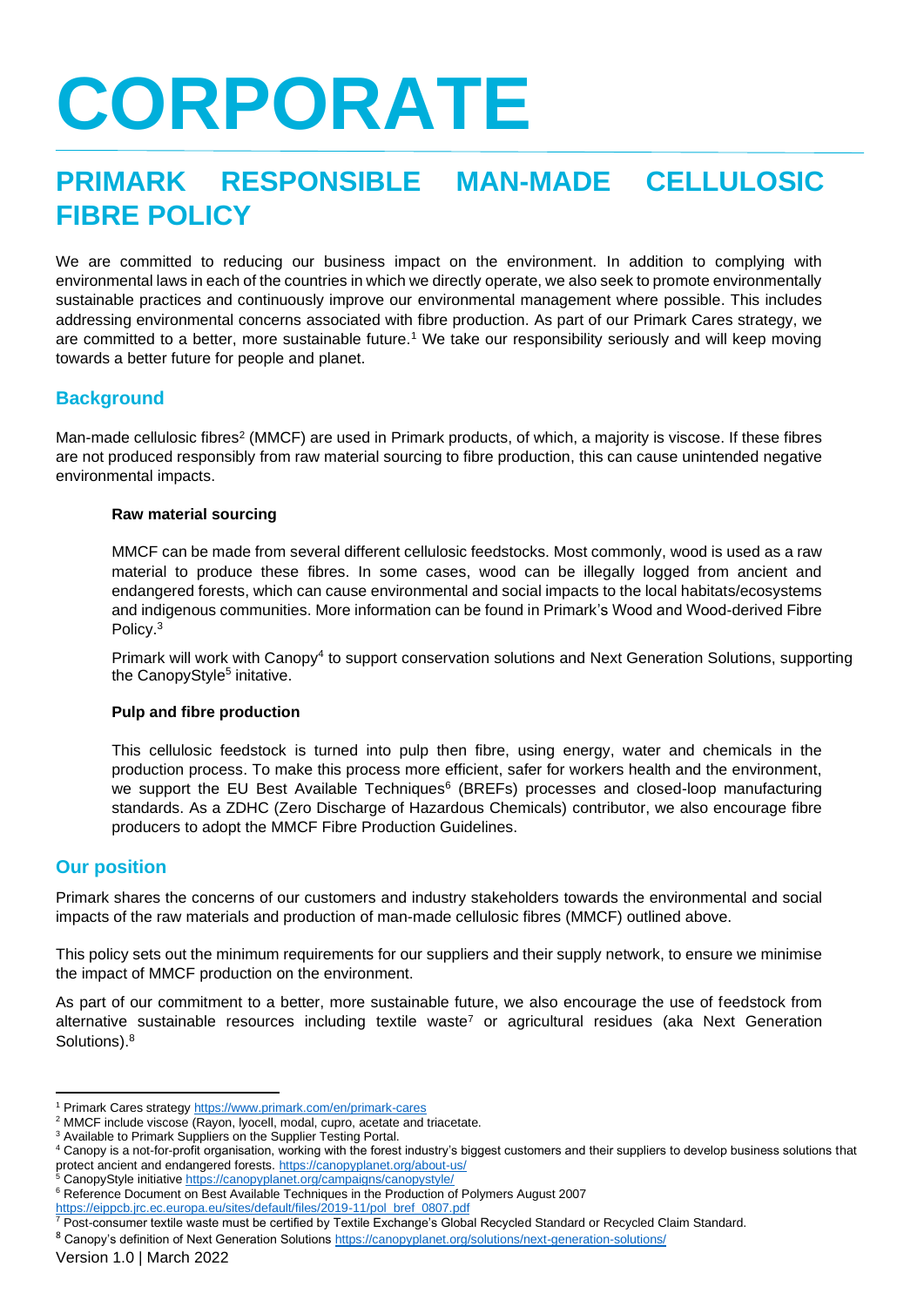# CORPORATE

## PRIMARK RESPONSIBLE MAN-MADE CELLULOSIC FIBRE POLICY

We are committed to reducing our business impact on the environment. In addition to complying with environmental laws in each of the countries in which we directly operate, we also seek to promote environmentally sustainable practices and continuously improve our environmental management where possible. This includes addressing environmental concerns associated with fibre production. As part of our Primark Cares strategy, we are committed to a better, more sustainable future.[1] We take our responsibility seriously and will keep moving towards a better future for people and planet.

### Background

Man-made cellulosic fibres[2] (MMCF) are used in Primark products, of which, a majority is viscose. If these fibres are not produced responsibly from raw material sourcing to fibre production, this can cause unintended negative environmental impacts.

**Raw material sourcing**

MMCF can be made from several different cellulosic feedstocks. Most commonly, wood is used as a raw material to produce these fibres. In some cases, wood can be illegally logged from ancient and endangered forests, which can cause environmental and social impacts to the local habitats/ecosystems and indigenous communities. More information can be found in Primark's Wood and Wood-derived Fibre Policy.[3]

Primark will work with Canopy[4] to support conservation solutions and Next Generation Solutions, supporting the CanopyStyle[5] initative.

**Pulp and fibre production**

This cellulosic feedstock is turned into pulp then fibre, using energy, water and chemicals in the production process. To make this process more efficient, safer for workers health and the environment, we support the EU Best Available Techniques[6] (BREFs) processes and closed-loop manufacturing standards. As a ZDHC (Zero Discharge of Hazardous Chemicals) contributor, we also encourage fibre producers to adopt the MMCF Fibre Production Guidelines.

### Our position

Primark shares the concerns of our customers and industry stakeholders towards the environmental and social impacts of the raw materials and production of man-made cellulosic fibres (MMCF) outlined above.

This policy sets out the minimum requirements for our suppliers and their supply network, to ensure we minimise the impact of MMCF production on the environment.

As part of our commitment to a better, more sustainable future, we also encourage the use of feedstock from alternative sustainable resources including textile waste[7] or agricultural residues (aka Next Generation Solutions).[8]

---

[1] Primark Cares strategy https://www.primark.com/en/primark-cares

[2] MMCF include viscose (Rayon, lyocell, modal, cupro, acetate and triacetate.

[3] Available to Primark Suppliers on the Supplier Testing Portal.

[4] Canopy is a not-for-profit organisation, working with the forest industry's biggest customers and their suppliers to develop business solutions that protect ancient and endangered forests. https://canopyplanet.org/about-us/

[5] CanopyStyle initiative https://canopyplanet.org/campaigns/canopystyle/

[6] Reference Document on Best Available Techniques in the Production of Polymers August 2007 https://eippcb.jrc.ec.europa.eu/sites/default/files/2019-11/pol_bref_0807.pdf

[7] Post-consumer textile waste must be certified by Textile Exchange's Global Recycled Standard or Recycled Claim Standard.

[8] Canopy's definition of Next Generation Solutions https://canopyplanet.org/solutions/next-generation-solutions/

Version 1.0 | March 2022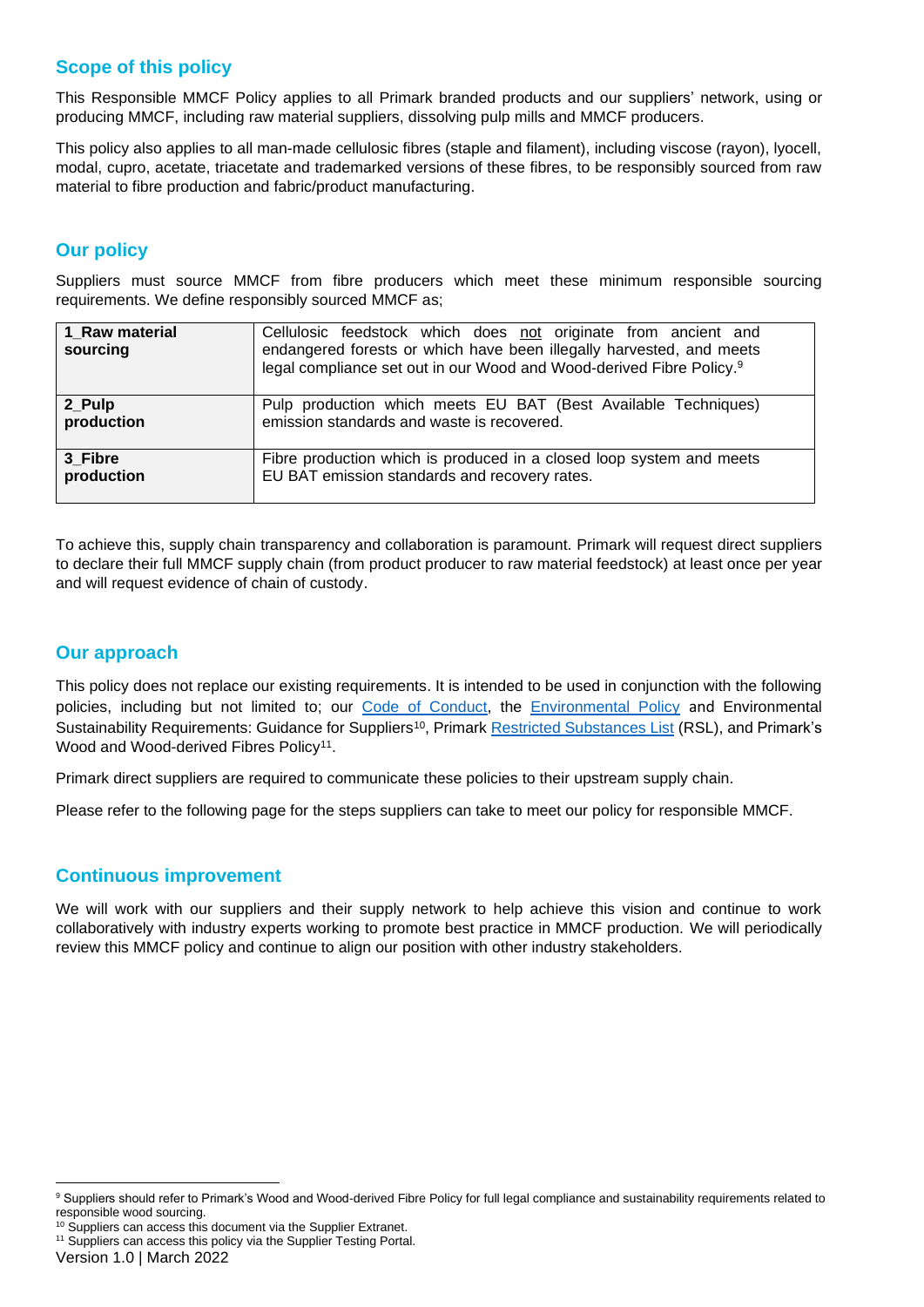## Scope of this policy

This Responsible MMCF Policy applies to all Primark branded products and our suppliers' network, using or producing MMCF, including raw material suppliers, dissolving pulp mills and MMCF producers.

This policy also applies to all man-made cellulosic fibres (staple and filament), including viscose (rayon), lyocell, modal, cupro, acetate, triacetate and trademarked versions of these fibres, to be responsibly sourced from raw material to fibre production and fabric/product manufacturing.

## Our policy

Suppliers must source MMCF from fibre producers which meet these minimum responsible sourcing requirements. We define responsibly sourced MMCF as;

| | |
|---|---|
| **1_Raw material sourcing** | Cellulosic feedstock which does not originate from ancient and endangered forests or which have been illegally harvested, and meets legal compliance set out in our Wood and Wood-derived Fibre Policy.[9] |
| **2_Pulp production** | Pulp production which meets EU BAT (Best Available Techniques) emission standards and waste is recovered. |
| **3_Fibre production** | Fibre production which is produced in a closed loop system and meets EU BAT emission standards and recovery rates. |

To achieve this, supply chain transparency and collaboration is paramount. Primark will request direct suppliers to declare their full MMCF supply chain (from product producer to raw material feedstock) at least once per year and will request evidence of chain of custody.

## Our approach

This policy does not replace our existing requirements. It is intended to be used in conjunction with the following policies, including but not limited to; our Code of Conduct, the Environmental Policy and Environmental Sustainability Requirements: Guidance for Suppliers[10], Primark Restricted Substances List (RSL), and Primark's Wood and Wood-derived Fibres Policy[11].

Primark direct suppliers are required to communicate these policies to their upstream supply chain.

Please refer to the following page for the steps suppliers can take to meet our policy for responsible MMCF.

## Continuous improvement

We will work with our suppliers and their supply network to help achieve this vision and continue to work collaboratively with industry experts working to promote best practice in MMCF production. We will periodically review this MMCF policy and continue to align our position with other industry stakeholders.

---

[9] Suppliers should refer to Primark's Wood and Wood-derived Fibre Policy for full legal compliance and sustainability requirements related to responsible wood sourcing.

[10] Suppliers can access this document via the Supplier Extranet.

[11] Suppliers can access this policy via the Supplier Testing Portal.

Version 1.0 | March 2022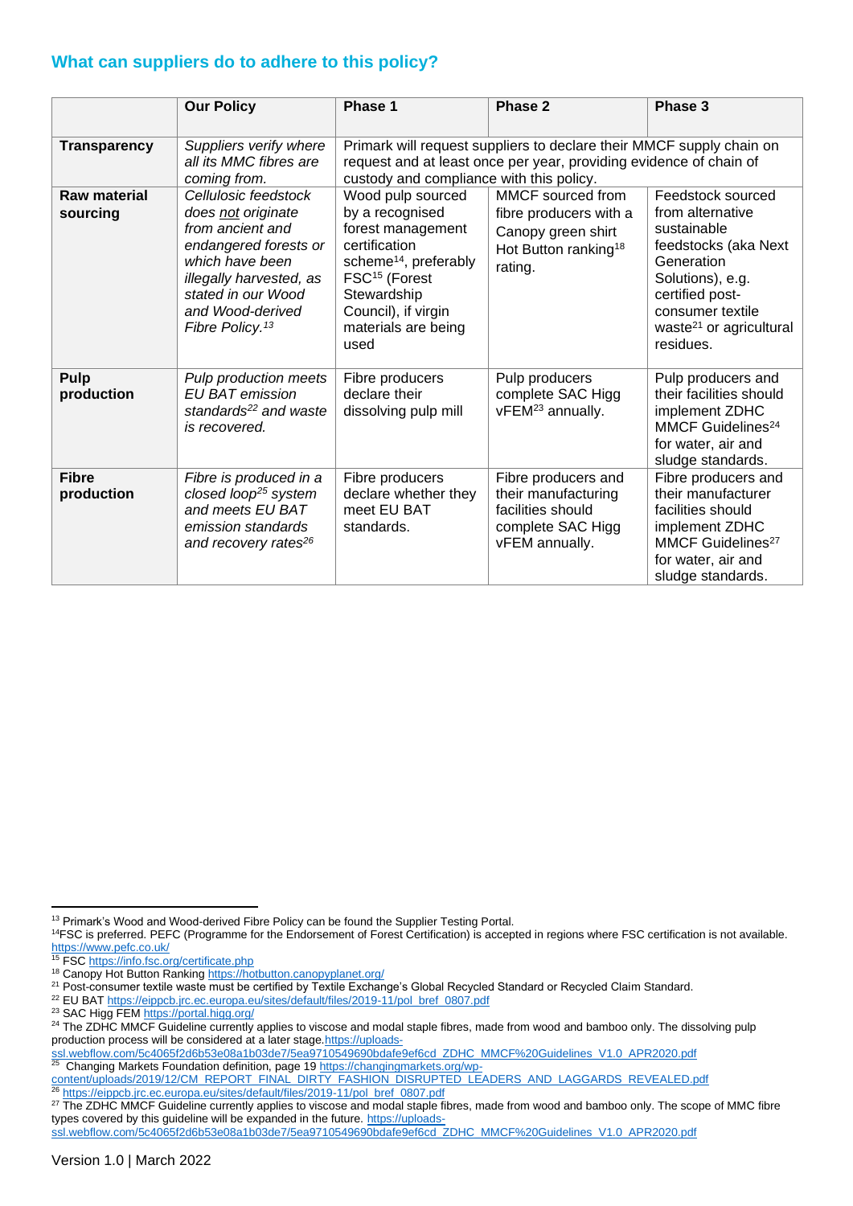## What can suppliers do to adhere to this policy?

| | Our Policy | Phase 1 | Phase 2 | Phase 3 |
|---|---|---|---|---|
| **Transparency** | *Suppliers verify where all its MMC fibres are coming from.* | Primark will request suppliers to declare their MMCF supply chain on request and at least once per year, providing evidence of chain of custody and compliance with this policy. | | |
| **Raw material sourcing** | *Cellulosic feedstock does not originate from ancient and endangered forests or which have been illegally harvested, as stated in our Wood and Wood-derived Fibre Policy.*[13] | Wood pulp sourced by a recognised forest management certification scheme[14], preferably FSC[15] (Forest Stewardship Council), if virgin materials are being used | MMCF sourced from fibre producers with a Canopy green shirt Hot Button ranking[18] rating. | Feedstock sourced from alternative sustainable feedstocks (aka Next Generation Solutions), e.g. certified post-consumer textile waste[21] or agricultural residues. |
| **Pulp production** | *Pulp production meets EU BAT emission standards*[22] *and waste is recovered.* | Fibre producers declare their dissolving pulp mill | Pulp producers complete SAC Higg vFEM[23] annually. | Pulp producers and their facilities should implement ZDHC MMCF Guidelines[24] for water, air and sludge standards. |
| **Fibre production** | *Fibre is produced in a closed loop*[25] *system and meets EU BAT emission standards and recovery rates*[26] | Fibre producers declare whether they meet EU BAT standards. | Fibre producers and their manufacturing facilities should complete SAC Higg vFEM annually. | Fibre producers and their manufacturer facilities should implement ZDHC MMCF Guidelines[27] for water, air and sludge standards. |

---

[13] Primark's Wood and Wood-derived Fibre Policy can be found the Supplier Testing Portal.

[14] FSC is preferred. PEFC (Programme for the Endorsement of Forest Certification) is accepted in regions where FSC certification is not available. https://www.pefc.co.uk/

[15] FSC https://info.fsc.org/certificate.php

[18] Canopy Hot Button Ranking https://hotbutton.canopyplanet.org/

[21] Post-consumer textile waste must be certified by Textile Exchange's Global Recycled Standard or Recycled Claim Standard.

[22] EU BAT https://eippcb.jrc.ec.europa.eu/sites/default/files/2019-11/pol_bref_0807.pdf

[23] SAC Higg FEM https://portal.higg.org/

[24] The ZDHC MMCF Guideline currently applies to viscose and modal staple fibres, made from wood and bamboo only. The dissolving pulp production process will be considered at a later stage. https://uploads-ssl.webflow.com/5c4065f2d6b53e08a1b03de7/5ea9710549690bdafe9ef6cd_ZDHC_MMCF%20Guidelines_V1.0_APR2020.pdf

[25] Changing Markets Foundation definition, page 19 https://changingmarkets.org/wp-content/uploads/2019/12/CM_REPORT_FINAL_DIRTY_FASHION_DISRUPTED_LEADERS_AND_LAGGARDS_REVEALED.pdf

[26] https://eippcb.jrc.ec.europa.eu/sites/default/files/2019-11/pol_bref_0807.pdf

[27] The ZDHC MMCF Guideline currently applies to viscose and modal staple fibres, made from wood and bamboo only. The scope of MMC fibre types covered by this guideline will be expanded in the future. https://uploads-ssl.webflow.com/5c4065f2d6b53e08a1b03de7/5ea9710549690bdafe9ef6cd_ZDHC_MMCF%20Guidelines_V1.0_APR2020.pdf

Version 1.0 | March 2022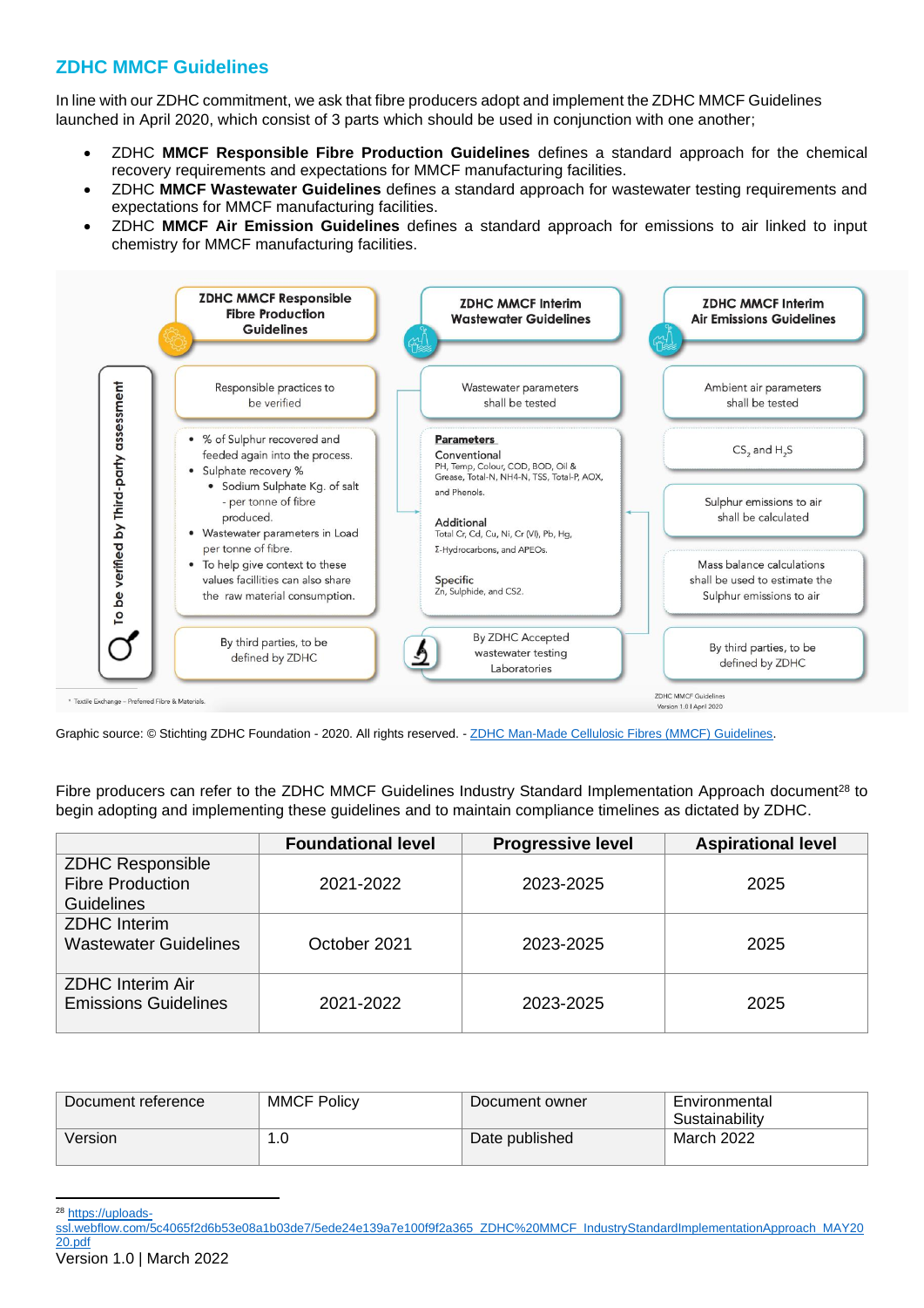## ZDHC MMCF Guidelines

In line with our ZDHC commitment, we ask that fibre producers adopt and implement the ZDHC MMCF Guidelines launched in April 2020, which consist of 3 parts which should be used in conjunction with one another;

- ZDHC **MMCF Responsible Fibre Production Guidelines** defines a standard approach for the chemical recovery requirements and expectations for MMCF manufacturing facilities.
- ZDHC **MMCF Wastewater Guidelines** defines a standard approach for wastewater testing requirements and expectations for MMCF manufacturing facilities.
- ZDHC **MMCF Air Emission Guidelines** defines a standard approach for emissions to air linked to input chemistry for MMCF manufacturing facilities.

To be verified by Third-party assessment

ZDHC MMCF Responsible Fibre Production Guidelines

Responsible practices to be verified

- % of Sulphur recovered and feeded again into the process.
- Sulphate recovery %
  - Sodium Sulphate Kg. of salt - per tonne of fibre produced.
- Wastewater parameters in Load per tonne of fibre.
- To help give context to these values facilities can also share the raw material consumption.

By third parties, to be defined by ZDHC

ZDHC MMCF Interim Wastewater Guidelines

Wastewater parameters shall be tested

**Parameters**

Conventional
PH, Temp, Colour, COD, BOD, Oil & Grease, Total-N, NH4-N, TSS, Total-P, AOX, and Phenols.

Additional
Total Cr, Cd, Cu, Ni, Cr (VI), Pb, Hg, Σ-Hydrocarbons, and APEOs.

Specific
Zn, Sulphide, and CS2.

By ZDHC Accepted wastewater testing Laboratories

ZDHC MMCF Interim Air Emissions Guidelines

Ambient air parameters shall be tested

$CS_2$ and $H_2S$

Sulphur emissions to air shall be calculated

Mass balance calculations shall be used to estimate the Sulphur emissions to air

By third parties, to be defined by ZDHC

* Textile Exchange – Preferred Fibre & Materials.

ZDHC MMCF Guidelines
Version 1.0 | April 2020

Graphic source: © Stichting ZDHC Foundation - 2020. All rights reserved. - ZDHC Man-Made Cellulosic Fibres (MMCF) Guidelines.

Fibre producers can refer to the ZDHC MMCF Guidelines Industry Standard Implementation Approach document[28] to begin adopting and implementing these guidelines and to maintain compliance timelines as dictated by ZDHC.

| | Foundational level | Progressive level | Aspirational level |
|---|---|---|---|
| ZDHC Responsible Fibre Production Guidelines | 2021-2022 | 2023-2025 | 2025 |
| ZDHC Interim Wastewater Guidelines | October 2021 | 2023-2025 | 2025 |
| ZDHC Interim Air Emissions Guidelines | 2021-2022 | 2023-2025 | 2025 |

| | | | |
|---|---|---|---|
| Document reference | MMCF Policy | Document owner | Environmental Sustainability |
| Version | 1.0 | Date published | March 2022 |

[28] https://uploads-ssl.webflow.com/5c4065f2d6b53e08a1b03de7/5ede24e139a7e100f9f2a365_ZDHC%20MMCF_IndustryStandardImplementationApproach_MAY2020.pdf